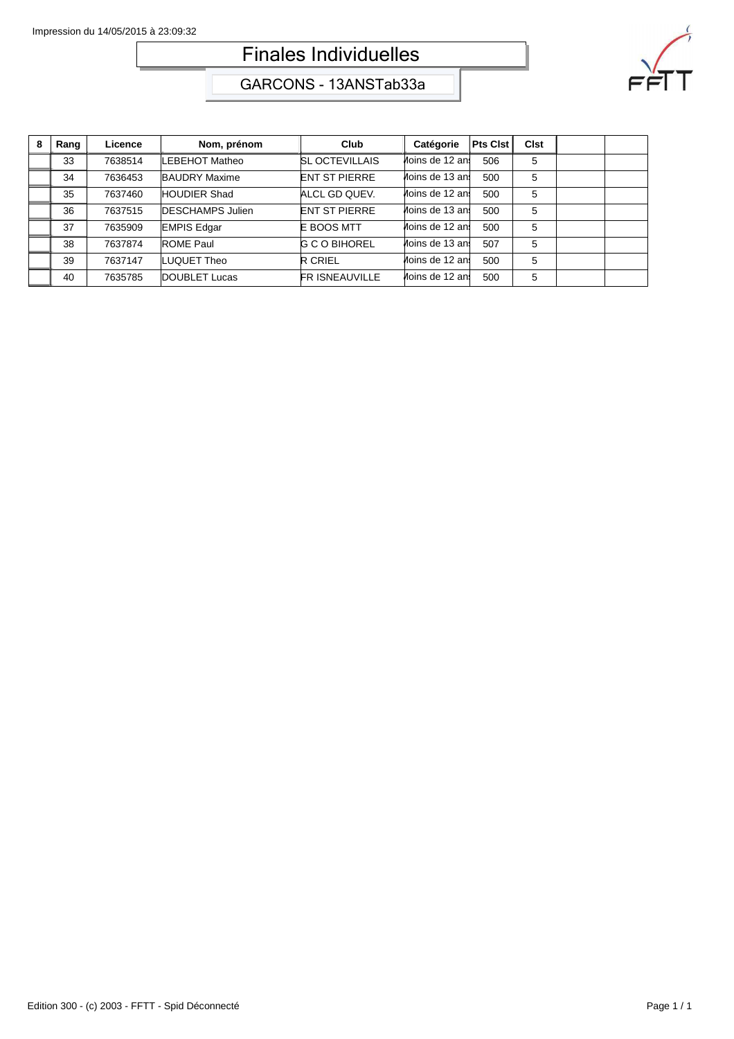Impression du 14/05/2015 à 23:09:32

# Finales Individuelles

## GARCONS - 13ANSTab33a

| 8 | Rang | Licence | Nom, prénom | Club | Catégorie | Pts Clst | Clst | | |
|---|---|---|---|---|---|---|---|---|---|
| | 33 | 7638514 | LEBEHOT Matheo | SL OCTEVILLAIS | Moins de 12 ans | 506 | 5 | | |
| | 34 | 7636453 | BAUDRY Maxime | ENT ST PIERRE | Moins de 13 ans | 500 | 5 | | |
| | 35 | 7637460 | HOUDIER Shad | ALCL GD QUEV. | Moins de 12 ans | 500 | 5 | | |
| | 36 | 7637515 | DESCHAMPS Julien | ENT ST PIERRE | Moins de 13 ans | 500 | 5 | | |
| | 37 | 7635909 | EMPIS Edgar | E BOOS MTT | Moins de 12 ans | 500 | 5 | | |
| | 38 | 7637874 | ROME Paul | G C O BIHOREL | Moins de 13 ans | 507 | 5 | | |
| | 39 | 7637147 | LUQUET Theo | R CRIEL | Moins de 12 ans | 500 | 5 | | |
| | 40 | 7635785 | DOUBLET Lucas | FR ISNEAUVILLE | Moins de 12 ans | 500 | 5 | | |

Edition 300 - (c) 2003 - FFTT - Spid Déconnecté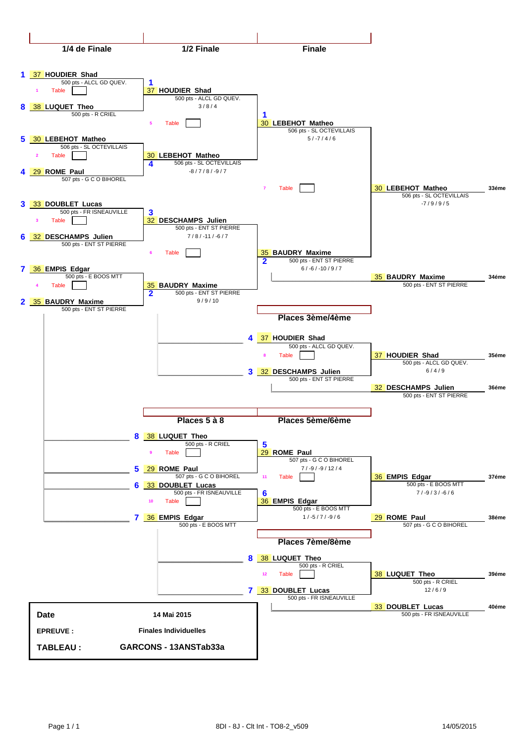## 1/4 de Finale | 1/2 Finale | Finale

### 1/4 de Finale

1 — 37 **HOUDIER Shad** — 500 pts - ALCL GD QUEV.
1 Table
8 — 38 **LUQUET Theo** — 500 pts - R CRIEL

5 — 30 **LEBEHOT Matheo** — 506 pts - SL OCTEVILLAIS
2 Table
4 — 29 **ROME Paul** — 507 pts - G C O BIHOREL

3 — 33 **DOUBLET Lucas** — 500 pts - FR ISNEAUVILLE
3 Table
6 — 32 **DESCHAMPS Julien** — 500 pts - ENT ST PIERRE

7 — 36 **EMPIS Edgar** — 500 pts - E BOOS MTT
4 Table
2 — 35 **BAUDRY Maxime** — 500 pts - ENT ST PIERRE

### 1/2 Finale

1 — 37 **HOUDIER Shad** — 500 pts - ALCL GD QUEV. — 3 / 8 / 4
5 Table
4 — 30 **LEBEHOT Matheo** — 506 pts - SL OCTEVILLAIS — -8 / 7 / 8 / -9 / 7

3 — 32 **DESCHAMPS Julien** — 500 pts - ENT ST PIERRE — 7 / 8 / -11 / -6 / 7
6 Table
2 — 35 **BAUDRY Maxime** — 500 pts - ENT ST PIERRE — 9 / 9 / 10

### Finale

1 — 30 **LEBEHOT Matheo** — 506 pts - SL OCTEVILLAIS — 5 / -7 / 4 / 6
7 Table
2 — 35 **BAUDRY Maxime** — 500 pts - ENT ST PIERRE — 6 / -6 / -10 / 9 / 7

30 **LEBEHOT Matheo** — 506 pts - SL OCTEVILLAIS — -7 / 9 / 9 / 5 — **33éme**
35 **BAUDRY Maxime** — 500 pts - ENT ST PIERRE — **34éme**

### Places 3ème/4ème

4 — 37 **HOUDIER Shad** — 500 pts - ALCL GD QUEV.
8 Table
3 — 32 **DESCHAMPS Julien** — 500 pts - ENT ST PIERRE

37 **HOUDIER Shad** — 500 pts - ALCL GD QUEV. — 6 / 4 / 9 — **35éme**
32 **DESCHAMPS Julien** — 500 pts - ENT ST PIERRE — **36éme**

### Places 5 à 8

8 — 38 **LUQUET Theo** — 500 pts - R CRIEL
9 Table
5 — 29 **ROME Paul** — 507 pts - G C O BIHOREL

6 — 33 **DOUBLET Lucas** — 500 pts - FR ISNEAUVILLE
10 Table
7 — 36 **EMPIS Edgar** — 500 pts - E BOOS MTT

### Places 5ème/6ème

5 — 29 **ROME Paul** — 507 pts - G C O BIHOREL — 7 / -9 / -9 / 12 / 4
11 Table
6 — 36 **EMPIS Edgar** — 500 pts - E BOOS MTT — 1 / -5 / 7 / -9 / 6

36 **EMPIS Edgar** — 500 pts - E BOOS MTT — 7 / -9 / 3 / -6 / 6 — **37éme**
29 **ROME Paul** — 507 pts - G C O BIHOREL — **38éme**

### Places 7ème/8ème

8 — 38 **LUQUET Theo** — 500 pts - R CRIEL
12 Table
7 — 33 **DOUBLET Lucas** — 500 pts - FR ISNEAUVILLE

38 **LUQUET Theo** — 500 pts - R CRIEL — 12 / 6 / 9 — **39éme**
33 **DOUBLET Lucas** — 500 pts - FR ISNEAUVILLE — **40éme**

| | |
|---|---|
| **Date** | **14 Mai 2015** |
| **EPREUVE :** | **Finales Individuelles** |
| **TABLEAU :** | **GARCONS - 13ANSTab33a** |

8DI - 8J - Clt Int - TO8-2_v509